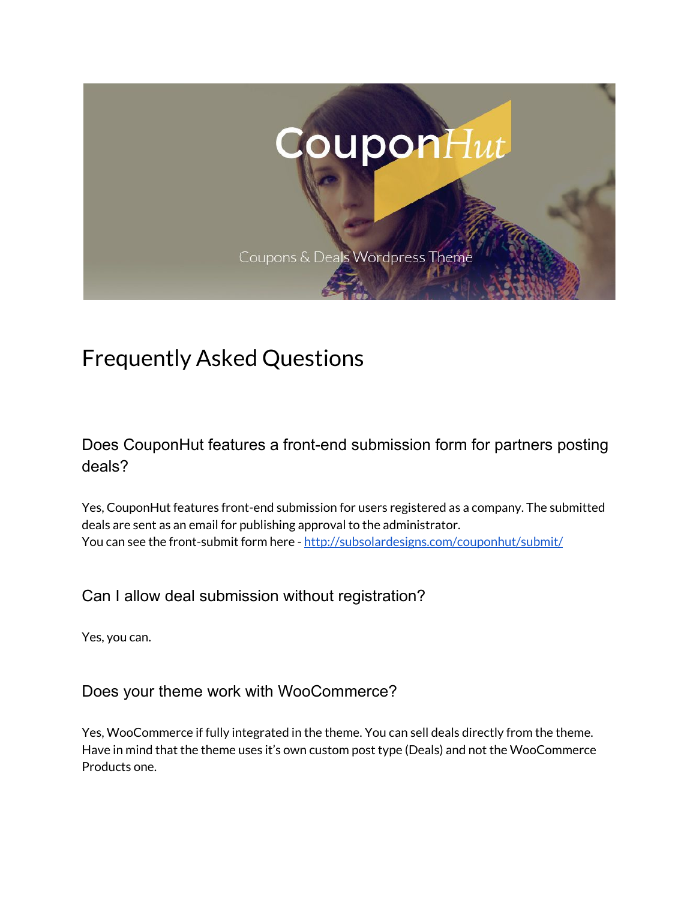# Frequently Asked Questions

## Does CouponHut features a front-end submission form for partners posting deals?

Yes, CouponHut features front-end submission for users registered as a company. The submitted deals are sent as an email for publishing approval to the administrator.
You can see the front-submit form here - [http://subsolardesigns.com/couponhut/submit/](http://subsolardesigns.com/couponhut/submit/)

## Can I allow deal submission without registration?

Yes, you can.

## Does your theme work with WooCommerce?

Yes, WooCommerce if fully integrated in the theme. You can sell deals directly from the theme. Have in mind that the theme uses it's own custom post type (Deals) and not the WooCommerce Products one.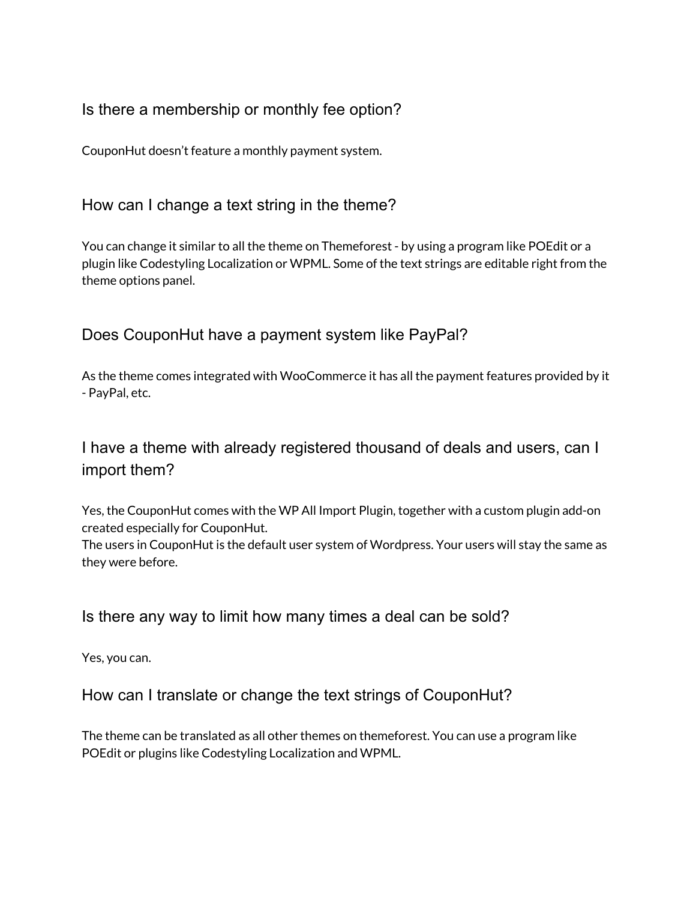### Is there a membership or monthly fee option?

CouponHut doesn’t feature a monthly payment system.

### How can I change a text string in the theme?

You can change it similar to all the theme on Themeforest - by using a program like POEdit or a plugin like Codestyling Localization or WPML. Some of the text strings are editable right from the theme options panel.

### Does CouponHut have a payment system like PayPal?

As the theme comes integrated with WooCommerce it has all the payment features provided by it - PayPal, etc.

### I have a theme with already registered thousand of deals and users, can I import them?

Yes, the CouponHut comes with the WP All Import Plugin, together with a custom plugin add-on created especially for CouponHut.
The users in CouponHut is the default user system of Wordpress. Your users will stay the same as they were before.

### Is there any way to limit how many times a deal can be sold?

Yes, you can.

### How can I translate or change the text strings of CouponHut?

The theme can be translated as all other themes on themeforest. You can use a program like POEdit or plugins like Codestyling Localization and WPML.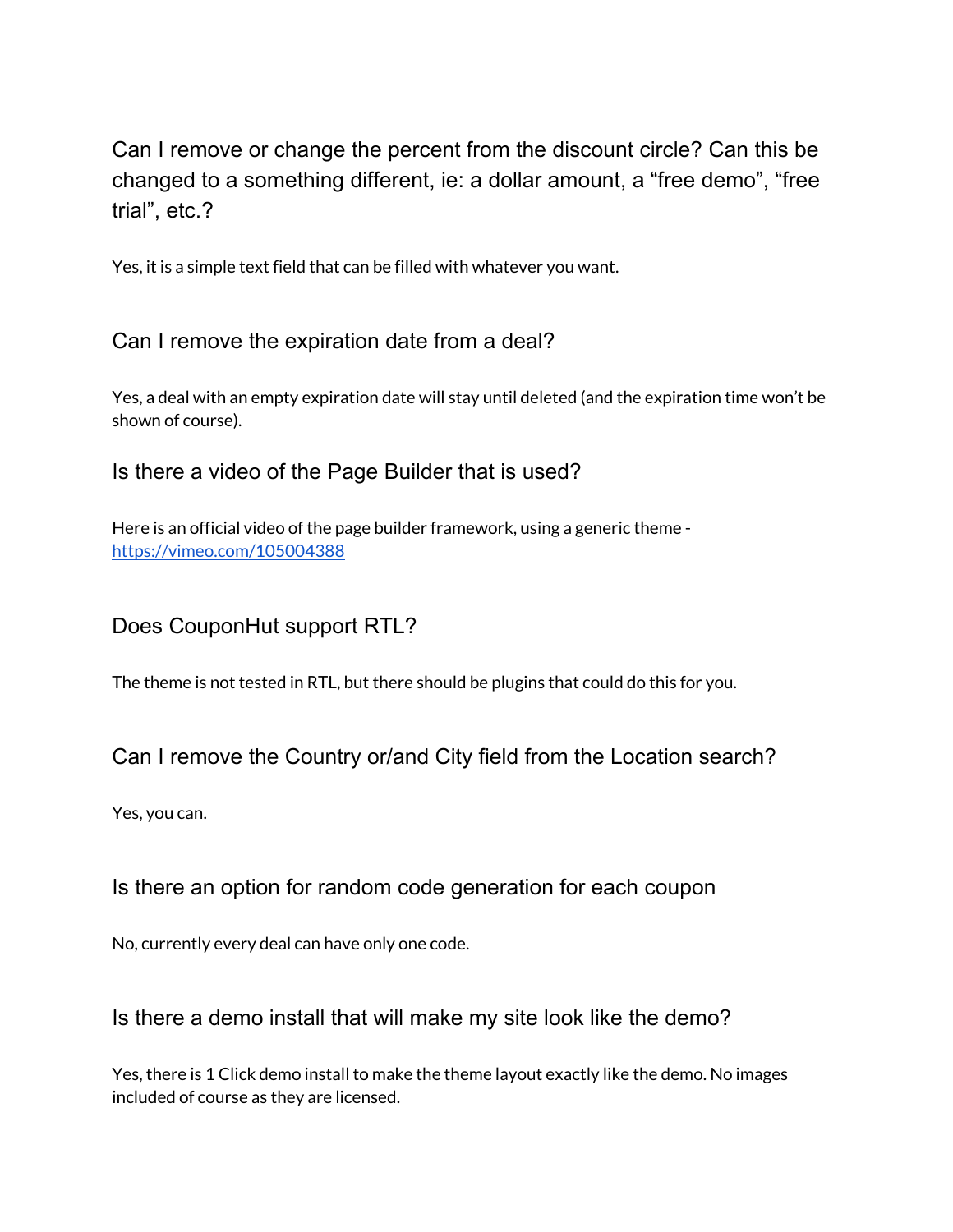## Can I remove or change the percent from the discount circle? Can this be changed to a something different, ie: a dollar amount, a “free demo”, “free trial”, etc.?

Yes, it is a simple text field that can be filled with whatever you want.

### Can I remove the expiration date from a deal?

Yes, a deal with an empty expiration date will stay until deleted (and the expiration time won’t be shown of course).

### Is there a video of the Page Builder that is used?

Here is an official video of the page builder framework, using a generic theme - [https://vimeo.com/105004388](https://vimeo.com/105004388)

### Does CouponHut support RTL?

The theme is not tested in RTL, but there should be plugins that could do this for you.

### Can I remove the Country or/and City field from the Location search?

Yes, you can.

### Is there an option for random code generation for each coupon

No, currently every deal can have only one code.

### Is there a demo install that will make my site look like the demo?

Yes, there is 1 Click demo install to make the theme layout exactly like the demo. No images included of course as they are licensed.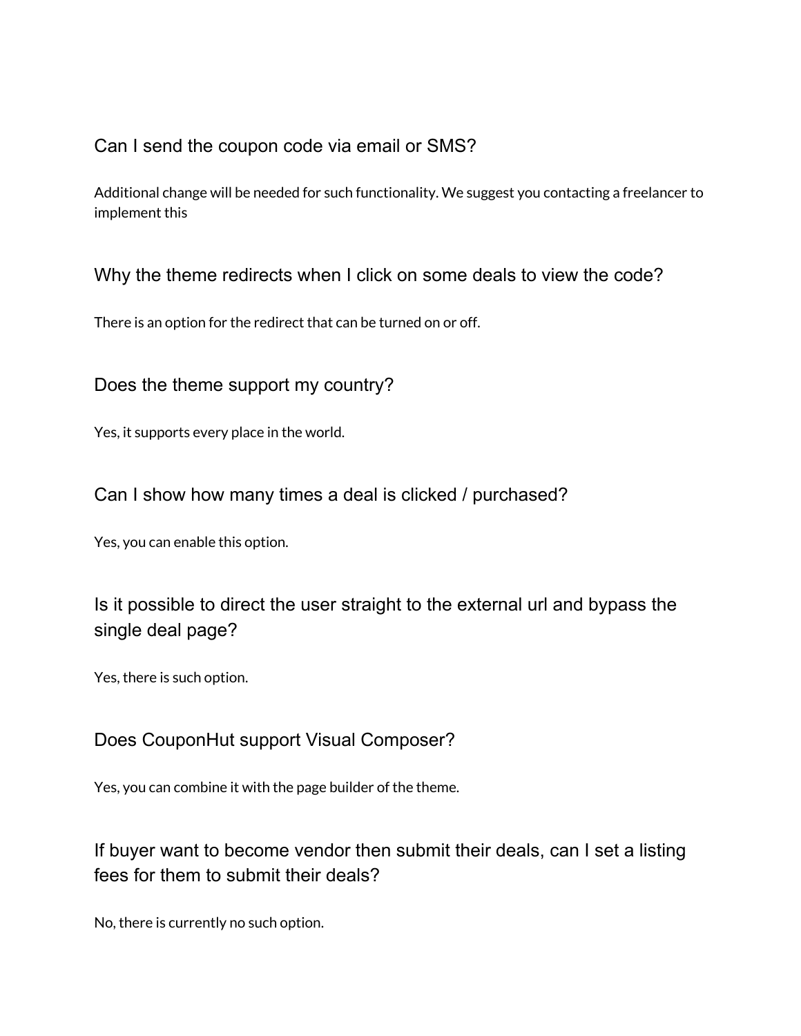### Can I send the coupon code via email or SMS?

Additional change will be needed for such functionality. We suggest you contacting a freelancer to implement this

### Why the theme redirects when I click on some deals to view the code?

There is an option for the redirect that can be turned on or off.

### Does the theme support my country?

Yes, it supports every place in the world.

### Can I show how many times a deal is clicked / purchased?

Yes, you can enable this option.

### Is it possible to direct the user straight to the external url and bypass the single deal page?

Yes, there is such option.

### Does CouponHut support Visual Composer?

Yes, you can combine it with the page builder of the theme.

### If buyer want to become vendor then submit their deals, can I set a listing fees for them to submit their deals?

No, there is currently no such option.